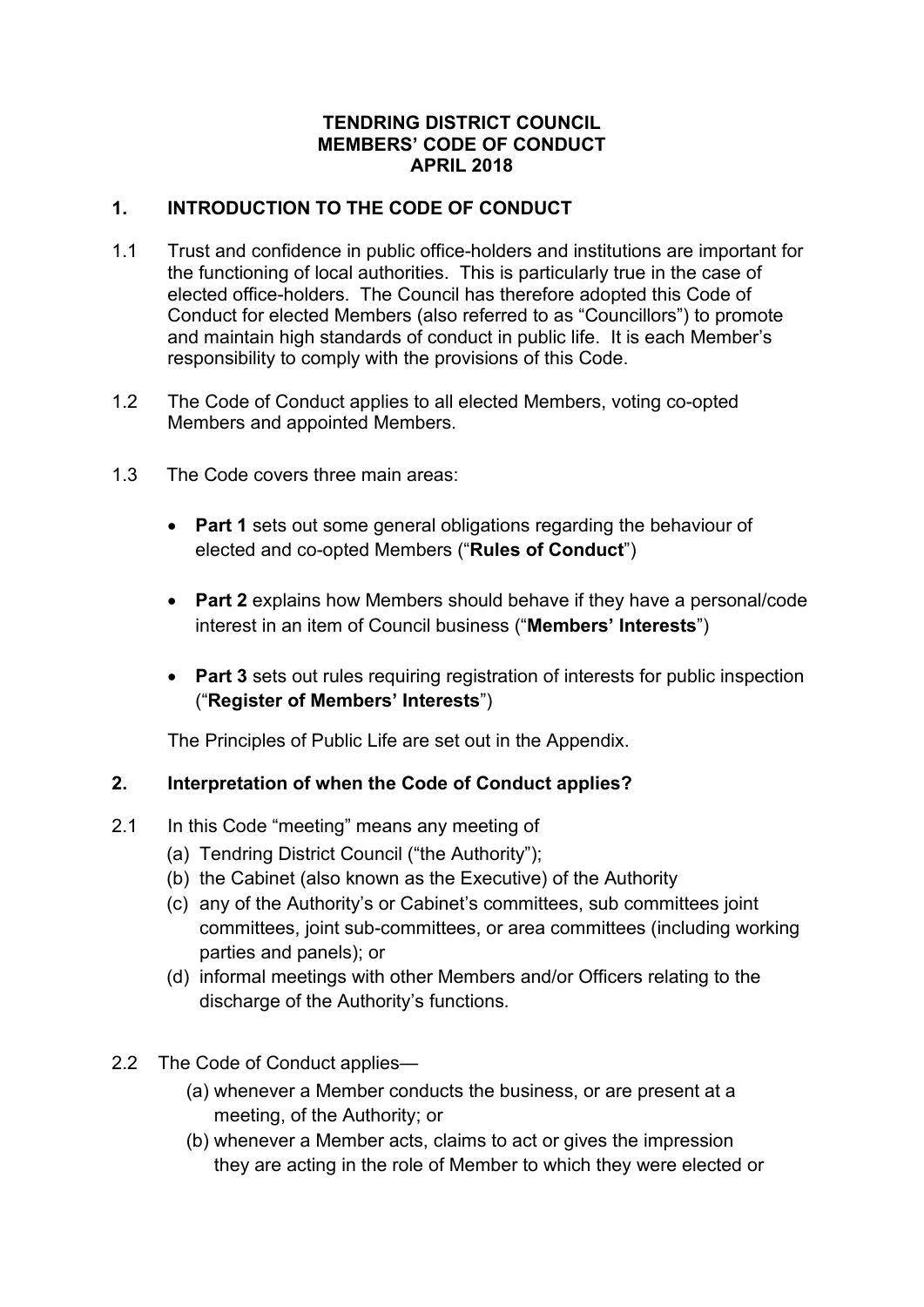**TENDRING DISTRICT COUNCIL**
**MEMBERS' CODE OF CONDUCT**
**APRIL 2018**

## 1. INTRODUCTION TO THE CODE OF CONDUCT

1.1 Trust and confidence in public office-holders and institutions are important for the functioning of local authorities. This is particularly true in the case of elected office-holders. The Council has therefore adopted this Code of Conduct for elected Members (also referred to as "Councillors") to promote and maintain high standards of conduct in public life. It is each Member's responsibility to comply with the provisions of this Code.

1.2 The Code of Conduct applies to all elected Members, voting co-opted Members and appointed Members.

1.3 The Code covers three main areas:

- **Part 1** sets out some general obligations regarding the behaviour of elected and co-opted Members ("**Rules of Conduct**")
- **Part 2** explains how Members should behave if they have a personal/code interest in an item of Council business ("**Members' Interests**")
- **Part 3** sets out rules requiring registration of interests for public inspection ("**Register of Members' Interests**")

The Principles of Public Life are set out in the Appendix.

## 2. Interpretation of when the Code of Conduct applies?

2.1 In this Code "meeting" means any meeting of

(a) Tendring District Council ("the Authority");
(b) the Cabinet (also known as the Executive) of the Authority
(c) any of the Authority's or Cabinet's committees, sub committees joint committees, joint sub-committees, or area committees (including working parties and panels); or
(d) informal meetings with other Members and/or Officers relating to the discharge of the Authority's functions.

2.2 The Code of Conduct applies—

(a) whenever a Member conducts the business, or are present at a meeting, of the Authority; or
(b) whenever a Member acts, claims to act or gives the impression they are acting in the role of Member to which they were elected or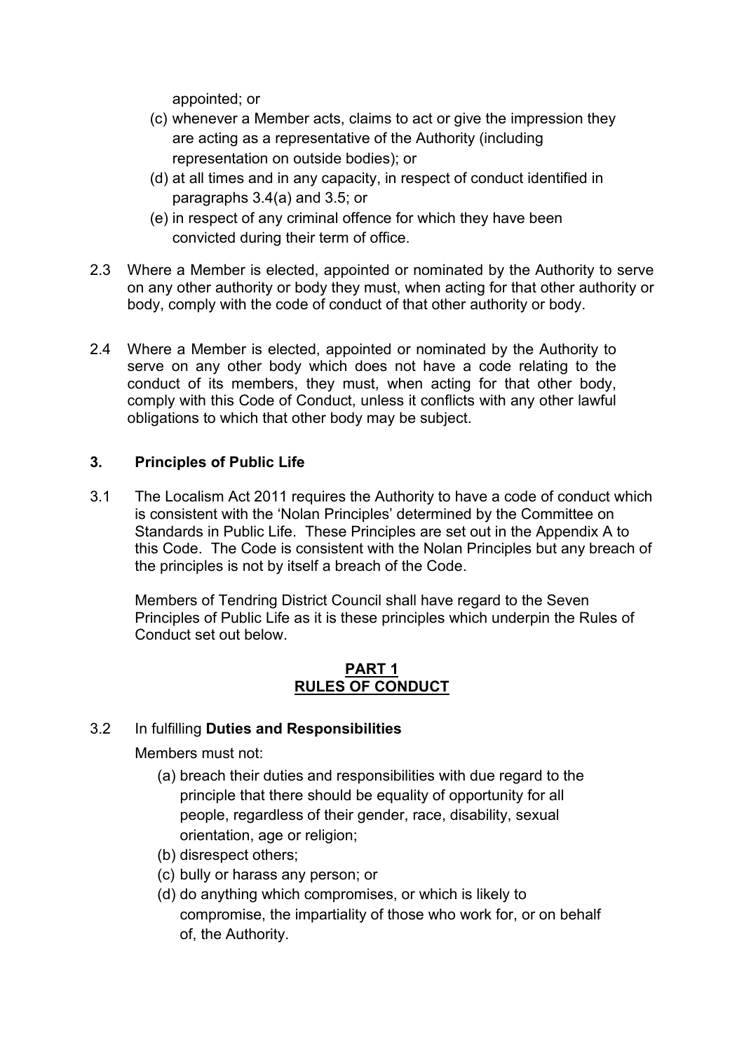appointed; or

(c) whenever a Member acts, claims to act or give the impression they are acting as a representative of the Authority (including representation on outside bodies); or

(d) at all times and in any capacity, in respect of conduct identified in paragraphs 3.4(a) and 3.5; or

(e) in respect of any criminal offence for which they have been convicted during their term of office.

2.3 Where a Member is elected, appointed or nominated by the Authority to serve on any other authority or body they must, when acting for that other authority or body, comply with the code of conduct of that other authority or body.

2.4 Where a Member is elected, appointed or nominated by the Authority to serve on any other body which does not have a code relating to the conduct of its members, they must, when acting for that other body, comply with this Code of Conduct, unless it conflicts with any other lawful obligations to which that other body may be subject.

## 3. Principles of Public Life

3.1 The Localism Act 2011 requires the Authority to have a code of conduct which is consistent with the 'Nolan Principles' determined by the Committee on Standards in Public Life. These Principles are set out in the Appendix A to this Code. The Code is consistent with the Nolan Principles but any breach of the principles is not by itself a breach of the Code.

Members of Tendring District Council shall have regard to the Seven Principles of Public Life as it is these principles which underpin the Rules of Conduct set out below.

## PART 1
## RULES OF CONDUCT

3.2 In fulfilling **Duties and Responsibilities**

Members must not:

(a) breach their duties and responsibilities with due regard to the principle that there should be equality of opportunity for all people, regardless of their gender, race, disability, sexual orientation, age or religion;

(b) disrespect others;

(c) bully or harass any person; or

(d) do anything which compromises, or which is likely to compromise, the impartiality of those who work for, or on behalf of, the Authority.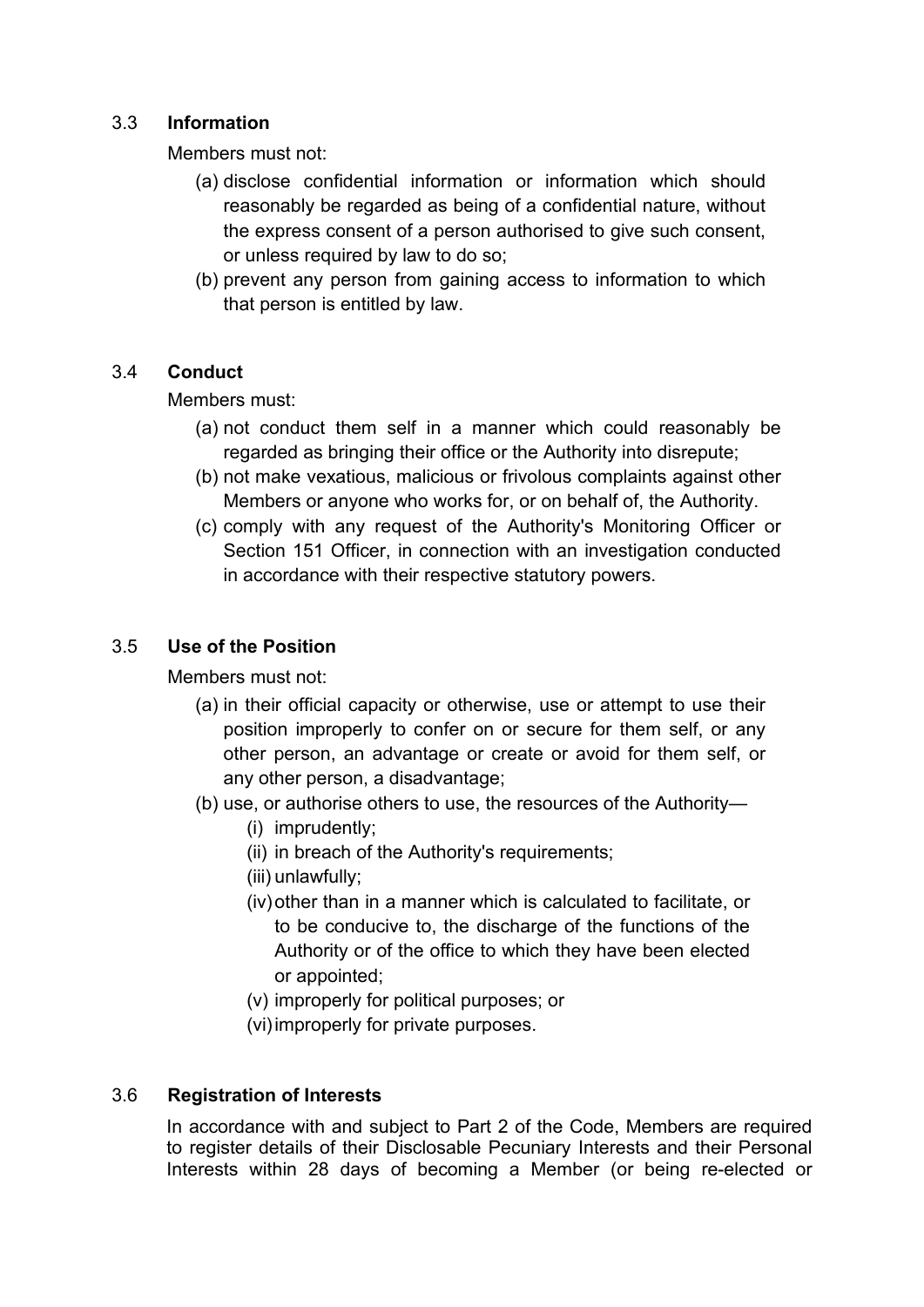### 3.3 **Information**

Members must not:

(a) disclose confidential information or information which should reasonably be regarded as being of a confidential nature, without the express consent of a person authorised to give such consent, or unless required by law to do so;

(b) prevent any person from gaining access to information to which that person is entitled by law.

### 3.4 **Conduct**

Members must:

(a) not conduct them self in a manner which could reasonably be regarded as bringing their office or the Authority into disrepute;

(b) not make vexatious, malicious or frivolous complaints against other Members or anyone who works for, or on behalf of, the Authority.

(c) comply with any request of the Authority's Monitoring Officer or Section 151 Officer, in connection with an investigation conducted in accordance with their respective statutory powers.

### 3.5 **Use of the Position**

Members must not:

(a) in their official capacity or otherwise, use or attempt to use their position improperly to confer on or secure for them self, or any other person, an advantage or create or avoid for them self, or any other person, a disadvantage;

(b) use, or authorise others to use, the resources of the Authority—

- (i) imprudently;
- (ii) in breach of the Authority's requirements;
- (iii) unlawfully;
- (iv) other than in a manner which is calculated to facilitate, or to be conducive to, the discharge of the functions of the Authority or of the office to which they have been elected or appointed;
- (v) improperly for political purposes; or
- (vi) improperly for private purposes.

### 3.6 **Registration of Interests**

In accordance with and subject to Part 2 of the Code, Members are required to register details of their Disclosable Pecuniary Interests and their Personal Interests within 28 days of becoming a Member (or being re-elected or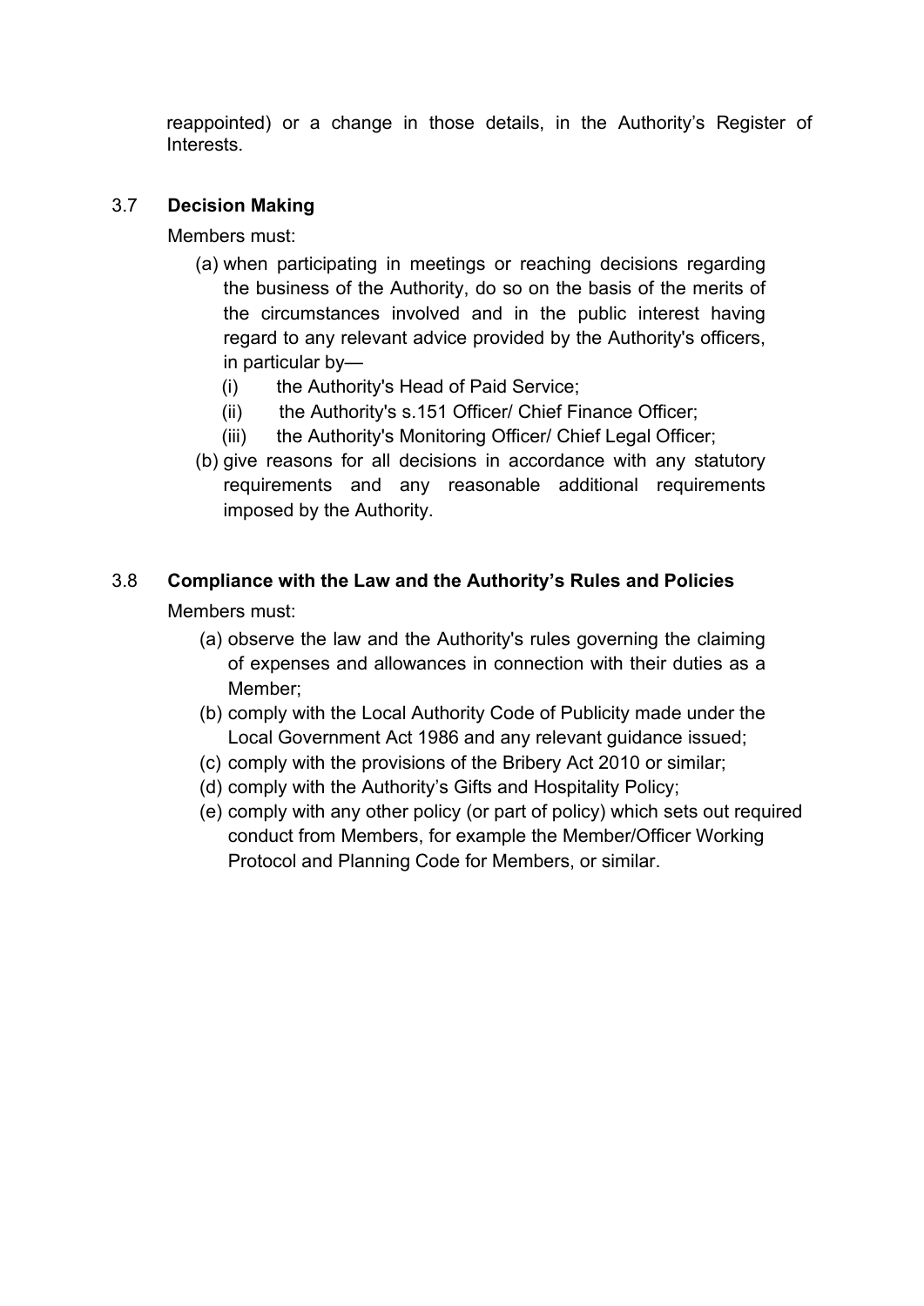reappointed) or a change in those details, in the Authority's Register of Interests.

### 3.7 Decision Making

Members must:

(a) when participating in meetings or reaching decisions regarding the business of the Authority, do so on the basis of the merits of the circumstances involved and in the public interest having regard to any relevant advice provided by the Authority's officers, in particular by—

   (i) the Authority's Head of Paid Service;

   (ii) the Authority's s.151 Officer/ Chief Finance Officer;

   (iii) the Authority's Monitoring Officer/ Chief Legal Officer;

(b) give reasons for all decisions in accordance with any statutory requirements and any reasonable additional requirements imposed by the Authority.

### 3.8 Compliance with the Law and the Authority's Rules and Policies

Members must:

(a) observe the law and the Authority's rules governing the claiming of expenses and allowances in connection with their duties as a Member;

(b) comply with the Local Authority Code of Publicity made under the Local Government Act 1986 and any relevant guidance issued;

(c) comply with the provisions of the Bribery Act 2010 or similar;

(d) comply with the Authority's Gifts and Hospitality Policy;

(e) comply with any other policy (or part of policy) which sets out required conduct from Members, for example the Member/Officer Working Protocol and Planning Code for Members, or similar.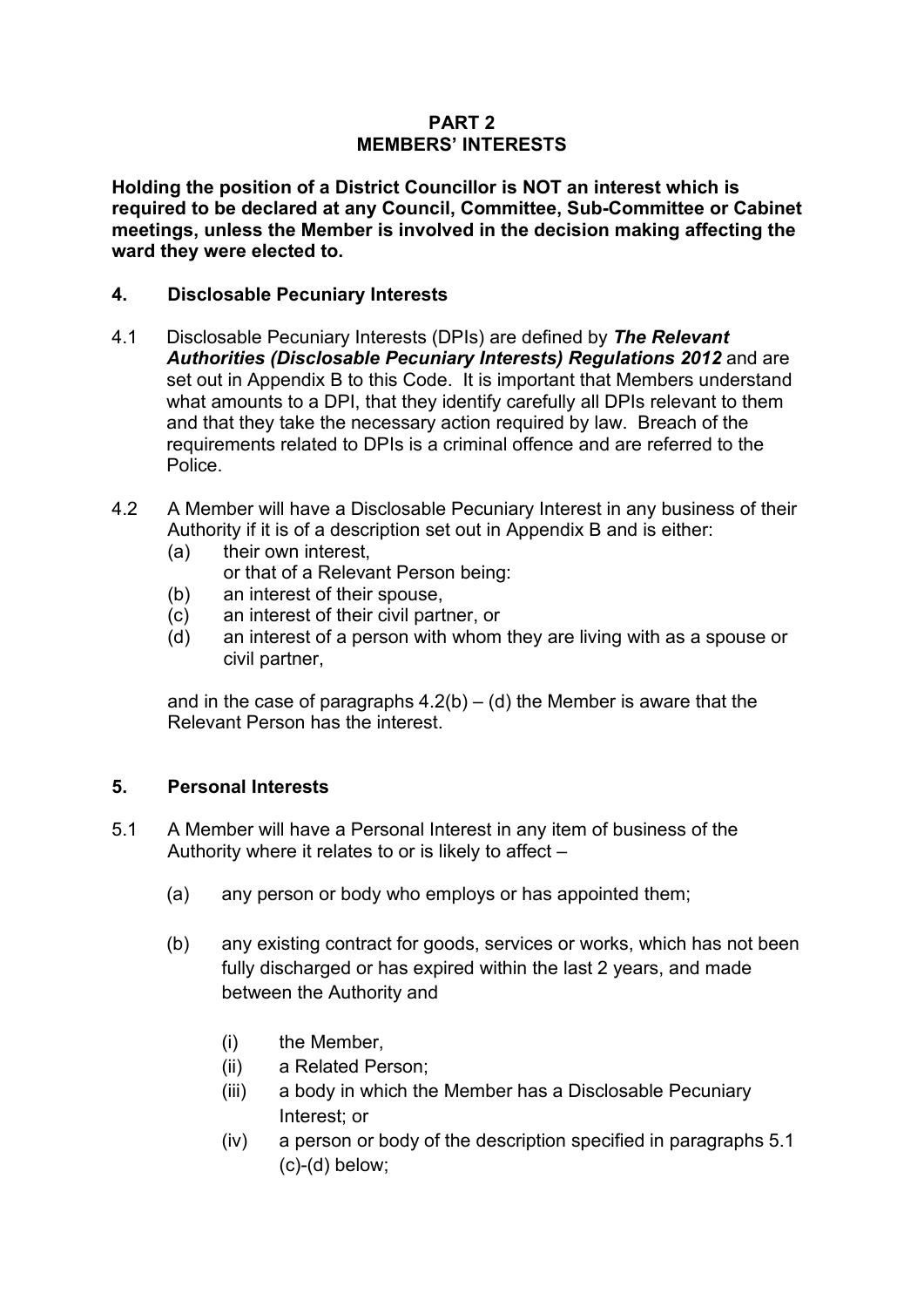# PART 2
# MEMBERS' INTERESTS

**Holding the position of a District Councillor is NOT an interest which is required to be declared at any Council, Committee, Sub-Committee or Cabinet meetings, unless the Member is involved in the decision making affecting the ward they were elected to.**

## 4. Disclosable Pecuniary Interests

4.1 Disclosable Pecuniary Interests (DPIs) are defined by ***The Relevant Authorities (Disclosable Pecuniary Interests) Regulations 2012*** and are set out in Appendix B to this Code. It is important that Members understand what amounts to a DPI, that they identify carefully all DPIs relevant to them and that they take the necessary action required by law. Breach of the requirements related to DPIs is a criminal offence and are referred to the Police.

4.2 A Member will have a Disclosable Pecuniary Interest in any business of their Authority if it is of a description set out in Appendix B and is either:

(a) their own interest,
or that of a Relevant Person being:
(b) an interest of their spouse,
(c) an interest of their civil partner, or
(d) an interest of a person with whom they are living with as a spouse or civil partner,

and in the case of paragraphs 4.2(b) – (d) the Member is aware that the Relevant Person has the interest.

## 5. Personal Interests

5.1 A Member will have a Personal Interest in any item of business of the Authority where it relates to or is likely to affect –

(a) any person or body who employs or has appointed them;

(b) any existing contract for goods, services or works, which has not been fully discharged or has expired within the last 2 years, and made between the Authority and

(i) the Member,
(ii) a Related Person;
(iii) a body in which the Member has a Disclosable Pecuniary Interest; or
(iv) a person or body of the description specified in paragraphs 5.1 (c)-(d) below;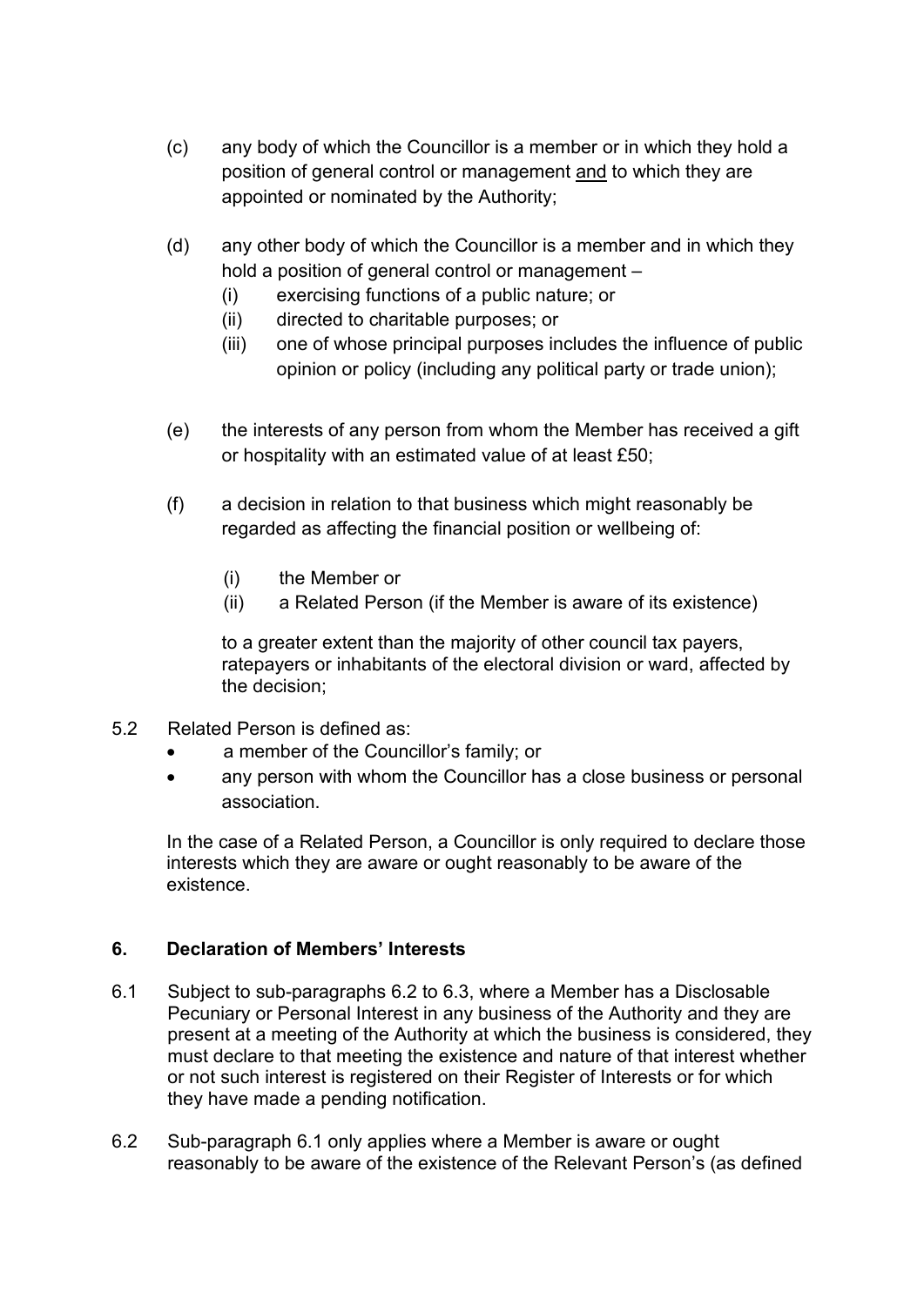(c) any body of which the Councillor is a member or in which they hold a position of general control or management <u>and</u> to which they are appointed or nominated by the Authority;

(d) any other body of which the Councillor is a member and in which they hold a position of general control or management –
   (i) exercising functions of a public nature; or
   (ii) directed to charitable purposes; or
   (iii) one of whose principal purposes includes the influence of public opinion or policy (including any political party or trade union);

(e) the interests of any person from whom the Member has received a gift or hospitality with an estimated value of at least £50;

(f) a decision in relation to that business which might reasonably be regarded as affecting the financial position or wellbeing of:

   (i) the Member or
   (ii) a Related Person (if the Member is aware of its existence)

   to a greater extent than the majority of other council tax payers, ratepayers or inhabitants of the electoral division or ward, affected by the decision;

5.2 Related Person is defined as:
- a member of the Councillor's family; or
- any person with whom the Councillor has a close business or personal association.

In the case of a Related Person, a Councillor is only required to declare those interests which they are aware or ought reasonably to be aware of the existence.

**6. Declaration of Members' Interests**

6.1 Subject to sub-paragraphs 6.2 to 6.3, where a Member has a Disclosable Pecuniary or Personal Interest in any business of the Authority and they are present at a meeting of the Authority at which the business is considered, they must declare to that meeting the existence and nature of that interest whether or not such interest is registered on their Register of Interests or for which they have made a pending notification.

6.2 Sub-paragraph 6.1 only applies where a Member is aware or ought reasonably to be aware of the existence of the Relevant Person's (as defined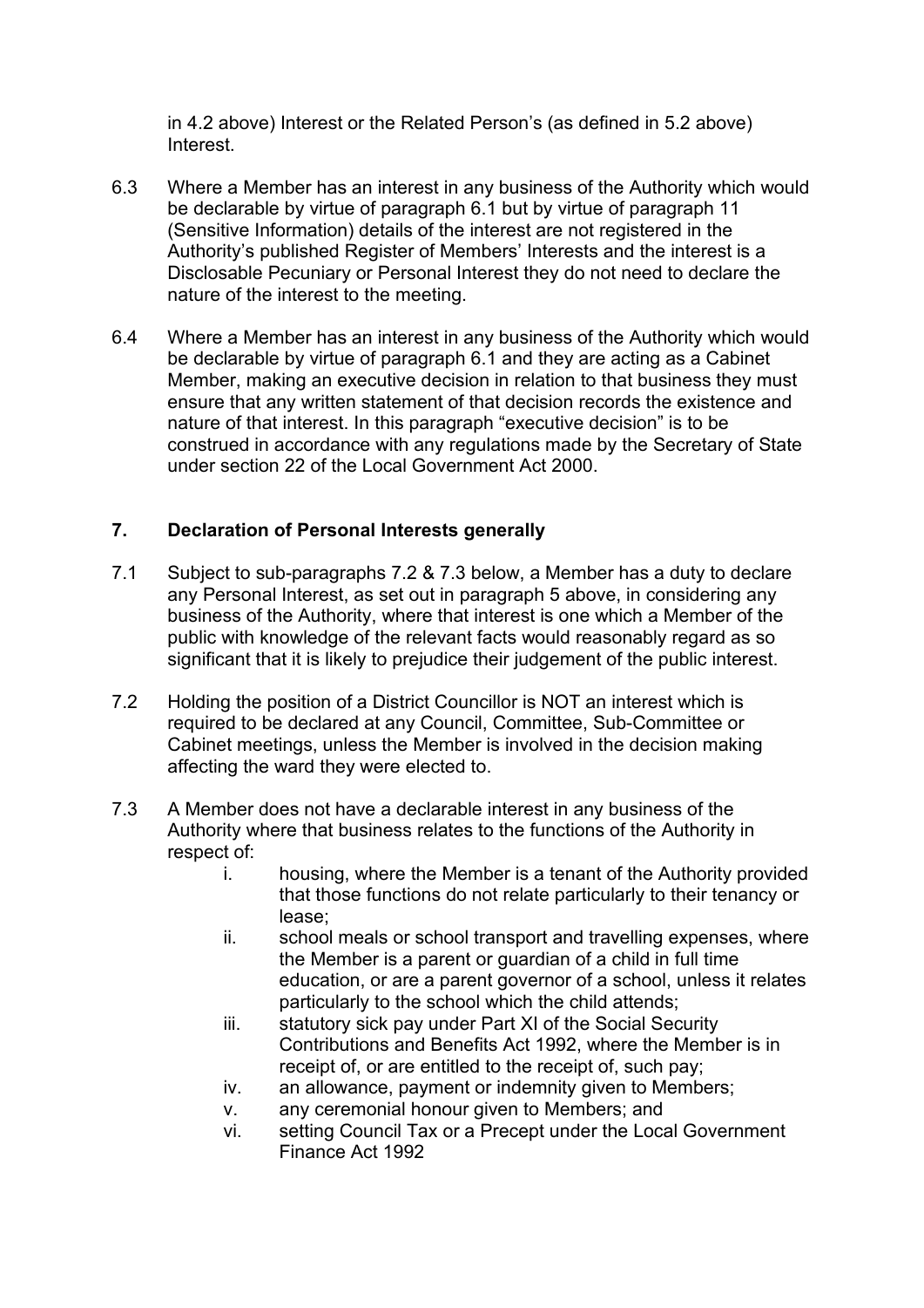in 4.2 above) Interest or the Related Person's (as defined in 5.2 above) Interest.

6.3 Where a Member has an interest in any business of the Authority which would be declarable by virtue of paragraph 6.1 but by virtue of paragraph 11 (Sensitive Information) details of the interest are not registered in the Authority's published Register of Members' Interests and the interest is a Disclosable Pecuniary or Personal Interest they do not need to declare the nature of the interest to the meeting.

6.4 Where a Member has an interest in any business of the Authority which would be declarable by virtue of paragraph 6.1 and they are acting as a Cabinet Member, making an executive decision in relation to that business they must ensure that any written statement of that decision records the existence and nature of that interest. In this paragraph "executive decision" is to be construed in accordance with any regulations made by the Secretary of State under section 22 of the Local Government Act 2000.

## 7. Declaration of Personal Interests generally

7.1 Subject to sub-paragraphs 7.2 & 7.3 below, a Member has a duty to declare any Personal Interest, as set out in paragraph 5 above, in considering any business of the Authority, where that interest is one which a Member of the public with knowledge of the relevant facts would reasonably regard as so significant that it is likely to prejudice their judgement of the public interest.

7.2 Holding the position of a District Councillor is NOT an interest which is required to be declared at any Council, Committee, Sub-Committee or Cabinet meetings, unless the Member is involved in the decision making affecting the ward they were elected to.

7.3 A Member does not have a declarable interest in any business of the Authority where that business relates to the functions of the Authority in respect of:

i. housing, where the Member is a tenant of the Authority provided that those functions do not relate particularly to their tenancy or lease;
ii. school meals or school transport and travelling expenses, where the Member is a parent or guardian of a child in full time education, or are a parent governor of a school, unless it relates particularly to the school which the child attends;
iii. statutory sick pay under Part XI of the Social Security Contributions and Benefits Act 1992, where the Member is in receipt of, or are entitled to the receipt of, such pay;
iv. an allowance, payment or indemnity given to Members;
v. any ceremonial honour given to Members; and
vi. setting Council Tax or a Precept under the Local Government Finance Act 1992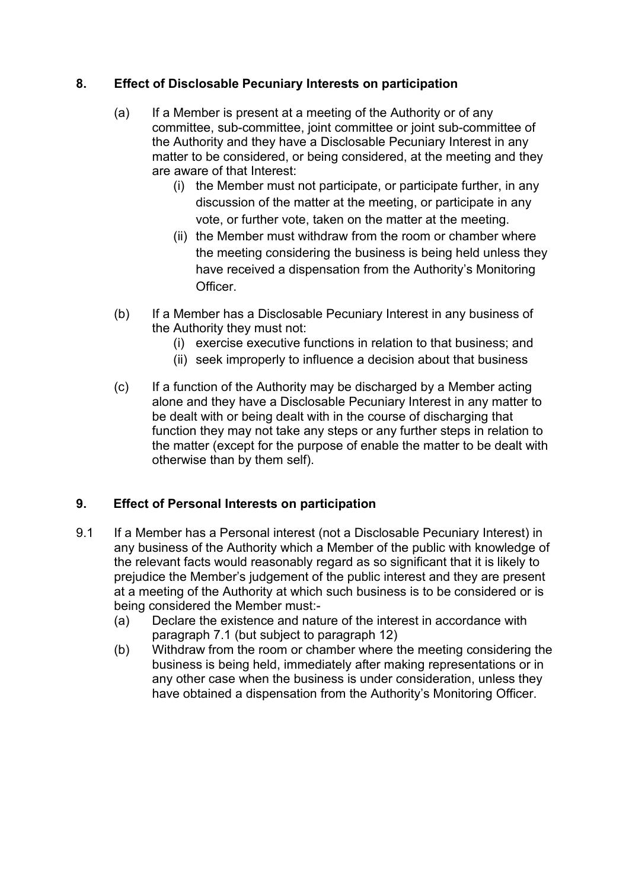## 8. Effect of Disclosable Pecuniary Interests on participation

(a) If a Member is present at a meeting of the Authority or of any committee, sub-committee, joint committee or joint sub-committee of the Authority and they have a Disclosable Pecuniary Interest in any matter to be considered, or being considered, at the meeting and they are aware of that Interest:

  (i) the Member must not participate, or participate further, in any discussion of the matter at the meeting, or participate in any vote, or further vote, taken on the matter at the meeting.

  (ii) the Member must withdraw from the room or chamber where the meeting considering the business is being held unless they have received a dispensation from the Authority's Monitoring Officer.

(b) If a Member has a Disclosable Pecuniary Interest in any business of the Authority they must not:

  (i) exercise executive functions in relation to that business; and

  (ii) seek improperly to influence a decision about that business

(c) If a function of the Authority may be discharged by a Member acting alone and they have a Disclosable Pecuniary Interest in any matter to be dealt with or being dealt with in the course of discharging that function they may not take any steps or any further steps in relation to the matter (except for the purpose of enable the matter to be dealt with otherwise than by them self).

## 9. Effect of Personal Interests on participation

9.1 If a Member has a Personal interest (not a Disclosable Pecuniary Interest) in any business of the Authority which a Member of the public with knowledge of the relevant facts would reasonably regard as so significant that it is likely to prejudice the Member's judgement of the public interest and they are present at a meeting of the Authority at which such business is to be considered or is being considered the Member must:-

(a) Declare the existence and nature of the interest in accordance with paragraph 7.1 (but subject to paragraph 12)

(b) Withdraw from the room or chamber where the meeting considering the business is being held, immediately after making representations or in any other case when the business is under consideration, unless they have obtained a dispensation from the Authority's Monitoring Officer.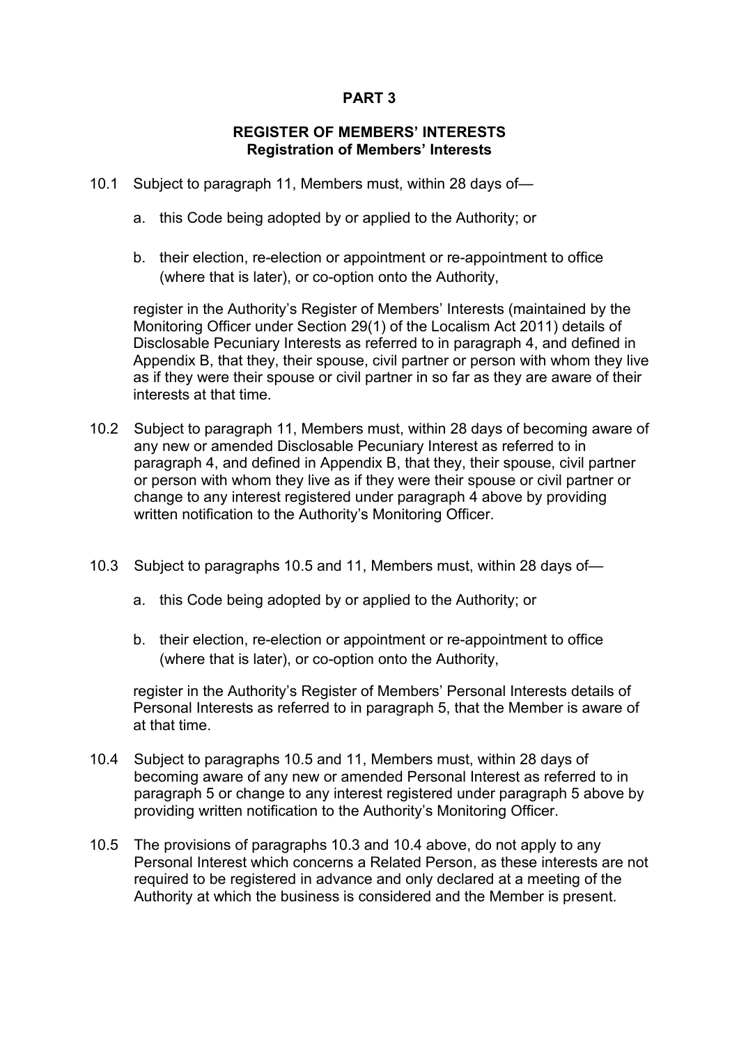# PART 3

## REGISTER OF MEMBERS' INTERESTS

### Registration of Members' Interests

10.1 Subject to paragraph 11, Members must, within 28 days of—

a. this Code being adopted by or applied to the Authority; or

b. their election, re-election or appointment or re-appointment to office (where that is later), or co-option onto the Authority,

register in the Authority's Register of Members' Interests (maintained by the Monitoring Officer under Section 29(1) of the Localism Act 2011) details of Disclosable Pecuniary Interests as referred to in paragraph 4, and defined in Appendix B, that they, their spouse, civil partner or person with whom they live as if they were their spouse or civil partner in so far as they are aware of their interests at that time.

10.2 Subject to paragraph 11, Members must, within 28 days of becoming aware of any new or amended Disclosable Pecuniary Interest as referred to in paragraph 4, and defined in Appendix B, that they, their spouse, civil partner or person with whom they live as if they were their spouse or civil partner or change to any interest registered under paragraph 4 above by providing written notification to the Authority's Monitoring Officer.

10.3 Subject to paragraphs 10.5 and 11, Members must, within 28 days of—

a. this Code being adopted by or applied to the Authority; or

b. their election, re-election or appointment or re-appointment to office (where that is later), or co-option onto the Authority,

register in the Authority's Register of Members' Personal Interests details of Personal Interests as referred to in paragraph 5, that the Member is aware of at that time.

10.4 Subject to paragraphs 10.5 and 11, Members must, within 28 days of becoming aware of any new or amended Personal Interest as referred to in paragraph 5 or change to any interest registered under paragraph 5 above by providing written notification to the Authority's Monitoring Officer.

10.5 The provisions of paragraphs 10.3 and 10.4 above, do not apply to any Personal Interest which concerns a Related Person, as these interests are not required to be registered in advance and only declared at a meeting of the Authority at which the business is considered and the Member is present.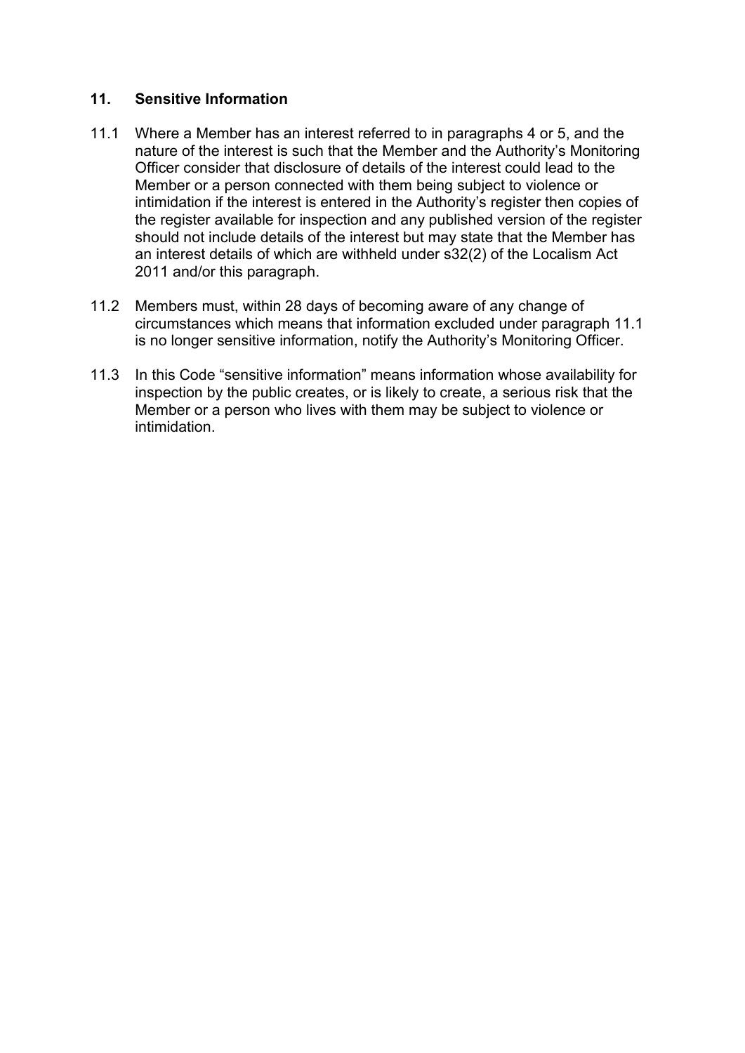## 11. Sensitive Information

11.1 Where a Member has an interest referred to in paragraphs 4 or 5, and the nature of the interest is such that the Member and the Authority's Monitoring Officer consider that disclosure of details of the interest could lead to the Member or a person connected with them being subject to violence or intimidation if the interest is entered in the Authority's register then copies of the register available for inspection and any published version of the register should not include details of the interest but may state that the Member has an interest details of which are withheld under s32(2) of the Localism Act 2011 and/or this paragraph.

11.2 Members must, within 28 days of becoming aware of any change of circumstances which means that information excluded under paragraph 11.1 is no longer sensitive information, notify the Authority's Monitoring Officer.

11.3 In this Code "sensitive information" means information whose availability for inspection by the public creates, or is likely to create, a serious risk that the Member or a person who lives with them may be subject to violence or intimidation.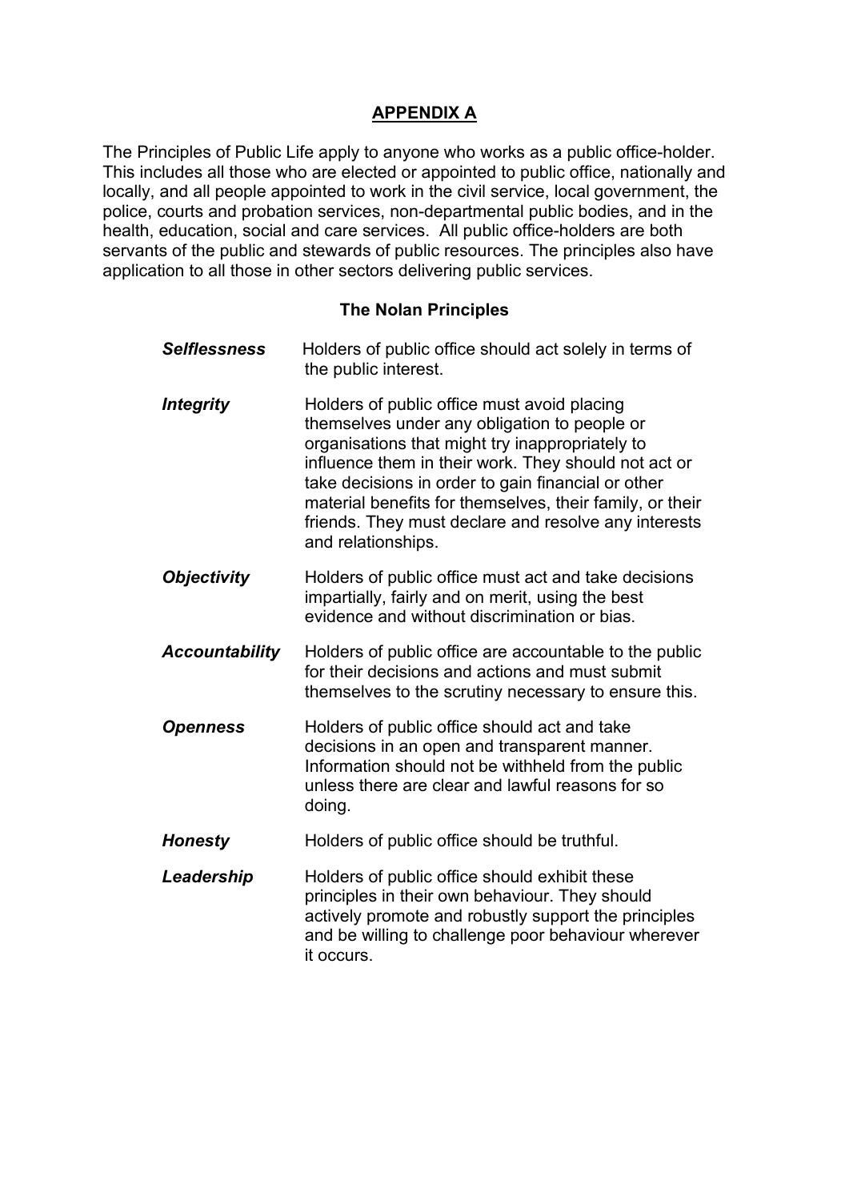## APPENDIX A

The Principles of Public Life apply to anyone who works as a public office-holder. This includes all those who are elected or appointed to public office, nationally and locally, and all people appointed to work in the civil service, local government, the police, courts and probation services, non-departmental public bodies, and in the health, education, social and care services. All public office-holders are both servants of the public and stewards of public resources. The principles also have application to all those in other sectors delivering public services.

### The Nolan Principles

***Selflessness*** Holders of public office should act solely in terms of the public interest.

***Integrity*** Holders of public office must avoid placing themselves under any obligation to people or organisations that might try inappropriately to influence them in their work. They should not act or take decisions in order to gain financial or other material benefits for themselves, their family, or their friends. They must declare and resolve any interests and relationships.

***Objectivity*** Holders of public office must act and take decisions impartially, fairly and on merit, using the best evidence and without discrimination or bias.

***Accountability*** Holders of public office are accountable to the public for their decisions and actions and must submit themselves to the scrutiny necessary to ensure this.

***Openness*** Holders of public office should act and take decisions in an open and transparent manner. Information should not be withheld from the public unless there are clear and lawful reasons for so doing.

***Honesty*** Holders of public office should be truthful.

***Leadership*** Holders of public office should exhibit these principles in their own behaviour. They should actively promote and robustly support the principles and be willing to challenge poor behaviour wherever it occurs.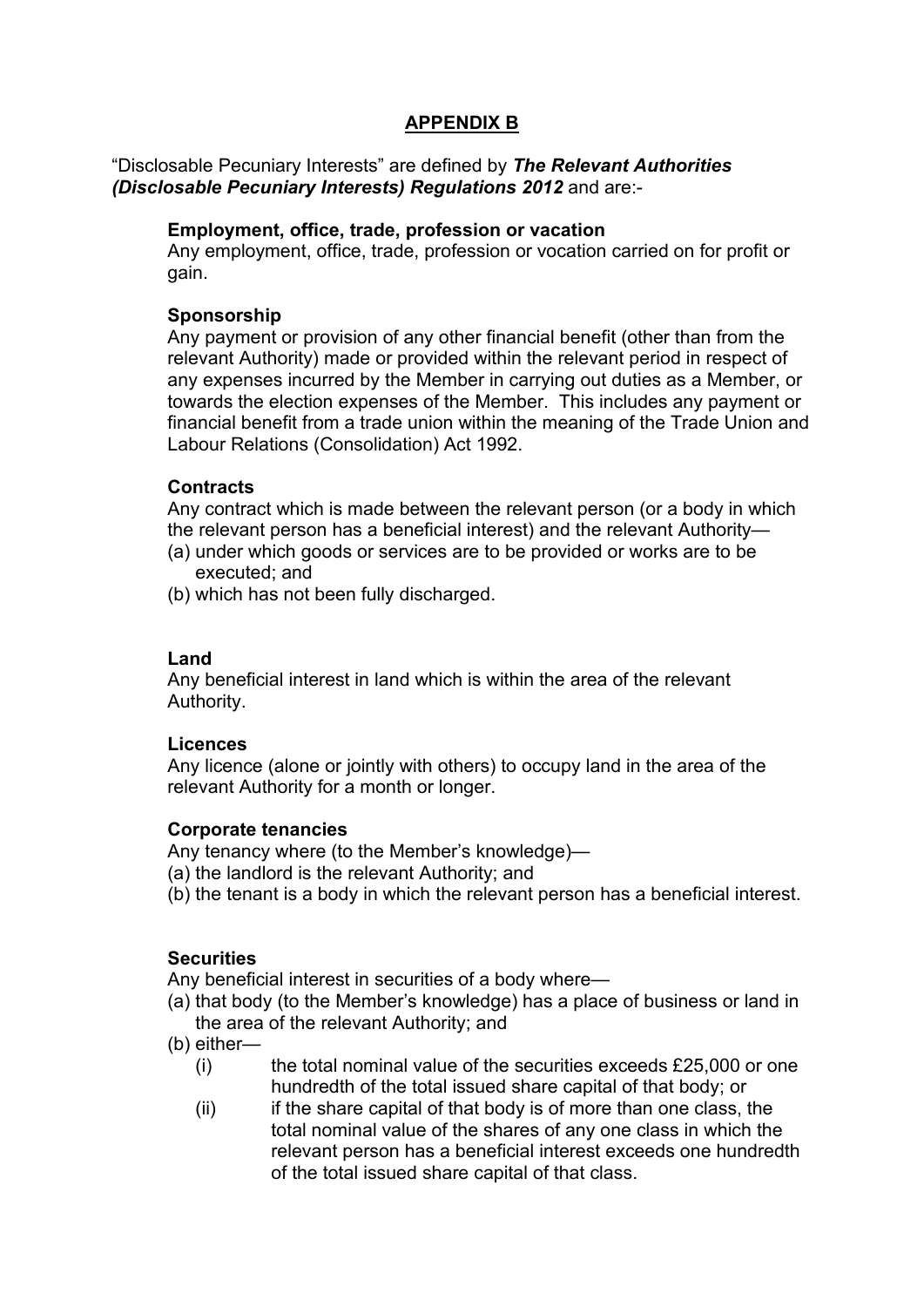## APPENDIX B

"Disclosable Pecuniary Interests" are defined by ***The Relevant Authorities (Disclosable Pecuniary Interests) Regulations 2012*** and are:-

**Employment, office, trade, profession or vacation**
Any employment, office, trade, profession or vocation carried on for profit or gain.

**Sponsorship**
Any payment or provision of any other financial benefit (other than from the relevant Authority) made or provided within the relevant period in respect of any expenses incurred by the Member in carrying out duties as a Member, or towards the election expenses of the Member. This includes any payment or financial benefit from a trade union within the meaning of the Trade Union and Labour Relations (Consolidation) Act 1992.

**Contracts**
Any contract which is made between the relevant person (or a body in which the relevant person has a beneficial interest) and the relevant Authority—
(a) under which goods or services are to be provided or works are to be executed; and
(b) which has not been fully discharged.

**Land**
Any beneficial interest in land which is within the area of the relevant Authority.

**Licences**
Any licence (alone or jointly with others) to occupy land in the area of the relevant Authority for a month or longer.

**Corporate tenancies**
Any tenancy where (to the Member's knowledge)—
(a) the landlord is the relevant Authority; and
(b) the tenant is a body in which the relevant person has a beneficial interest.

**Securities**
Any beneficial interest in securities of a body where—
(a) that body (to the Member's knowledge) has a place of business or land in the area of the relevant Authority; and
(b) either—
  (i) the total nominal value of the securities exceeds £25,000 or one hundredth of the total issued share capital of that body; or
  (ii) if the share capital of that body is of more than one class, the total nominal value of the shares of any one class in which the relevant person has a beneficial interest exceeds one hundredth of the total issued share capital of that class.